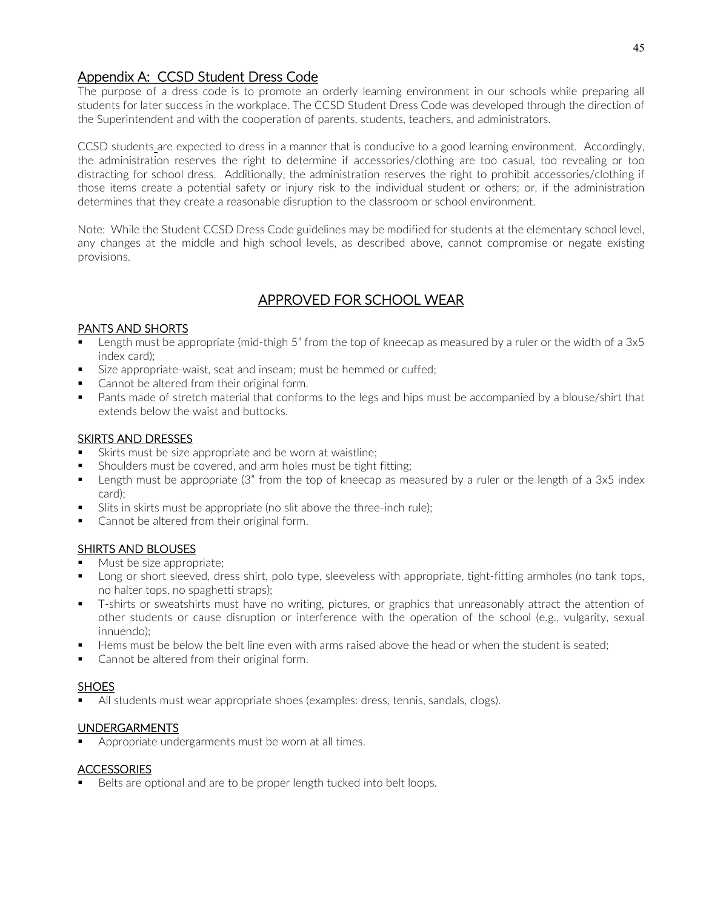## Appendix A: CCSD Student Dress Code

The purpose of a dress code is to promote an orderly learning environment in our schools while preparing all students for later success in the workplace. The CCSD Student Dress Code was developed through the direction of the Superintendent and with the cooperation of parents, students, teachers, and administrators.

CCSD students are expected to dress in a manner that is conducive to a good learning environment. Accordingly, the administration reserves the right to determine if accessories/clothing are too casual, too revealing or too distracting for school dress. Additionally, the administration reserves the right to prohibit accessories/clothing if those items create a potential safety or injury risk to the individual student or others; or, if the administration determines that they create a reasonable disruption to the classroom or school environment.

Note: While the Student CCSD Dress Code guidelines may be modified for students at the elementary school level, any changes at the middle and high school levels, as described above, cannot compromise or negate existing provisions.

## APPROVED FOR SCHOOL WEAR

### PANTS AND SHORTS

- Length must be appropriate (mid-thigh 5" from the top of kneecap as measured by a ruler or the width of a 3x5 index card);
- Size appropriate-waist, seat and inseam; must be hemmed or cuffed;
- Cannot be altered from their original form.
- Pants made of stretch material that conforms to the legs and hips must be accompanied by a blouse/shirt that extends below the waist and buttocks.

### SKIRTS AND DRESSES

- Skirts must be size appropriate and be worn at waistline;
- Shoulders must be covered, and arm holes must be tight fitting;
- Length must be appropriate (3" from the top of kneecap as measured by a ruler or the length of a 3x5 index card);
- Slits in skirts must be appropriate (no slit above the three-inch rule);
- Cannot be altered from their original form.

### SHIRTS AND BLOUSES

- Must be size appropriate;
- Long or short sleeved, dress shirt, polo type, sleeveless with appropriate, tight-fitting armholes (no tank tops, no halter tops, no spaghetti straps);
- T-shirts or sweatshirts must have no writing, pictures, or graphics that unreasonably attract the attention of other students or cause disruption or interference with the operation of the school (e.g., vulgarity, sexual innuendo);
- Hems must be below the belt line even with arms raised above the head or when the student is seated;
- Cannot be altered from their original form.

### SHOES

- All students must wear appropriate shoes (examples: dress, tennis, sandals, clogs).

### UNDERGARMENTS

- Appropriate undergarments must be worn at all times.

### ACCESSORIES

- Belts are optional and are to be proper length tucked into belt loops.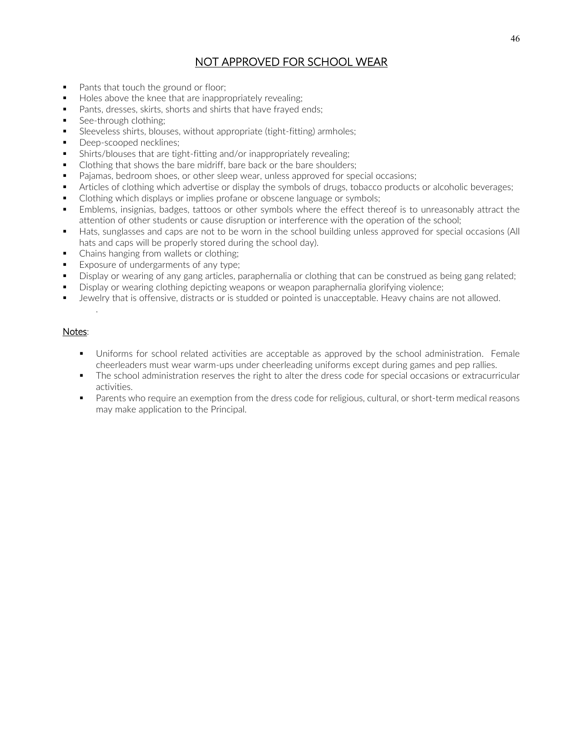## NOT APPROVED FOR SCHOOL WEAR

- Pants that touch the ground or floor;
- Holes above the knee that are inappropriately revealing;
- Pants, dresses, skirts, shorts and shirts that have frayed ends;
- See-through clothing;
- Sleeveless shirts, blouses, without appropriate (tight-fitting) armholes;
- Deep-scooped necklines;
- Shirts/blouses that are tight-fitting and/or inappropriately revealing;
- Clothing that shows the bare midriff, bare back or the bare shoulders;
- Pajamas, bedroom shoes, or other sleep wear, unless approved for special occasions;
- Articles of clothing which advertise or display the symbols of drugs, tobacco products or alcoholic beverages;
- Clothing which displays or implies profane or obscene language or symbols;
- Emblems, insignias, badges, tattoos or other symbols where the effect thereof is to unreasonably attract the attention of other students or cause disruption or interference with the operation of the school;
- Hats, sunglasses and caps are not to be worn in the school building unless approved for special occasions (All hats and caps will be properly stored during the school day).
- Chains hanging from wallets or clothing;
- Exposure of undergarments of any type;
- Display or wearing of any gang articles, paraphernalia or clothing that can be construed as being gang related;
- Display or wearing clothing depicting weapons or weapon paraphernalia glorifying violence;
- Jewelry that is offensive, distracts or is studded or pointed is unacceptable. Heavy chains are not allowed.

Notes:

- Uniforms for school related activities are acceptable as approved by the school administration. Female cheerleaders must wear warm-ups under cheerleading uniforms except during games and pep rallies.
- The school administration reserves the right to alter the dress code for special occasions or extracurricular activities.
- Parents who require an exemption from the dress code for religious, cultural, or short-term medical reasons may make application to the Principal.